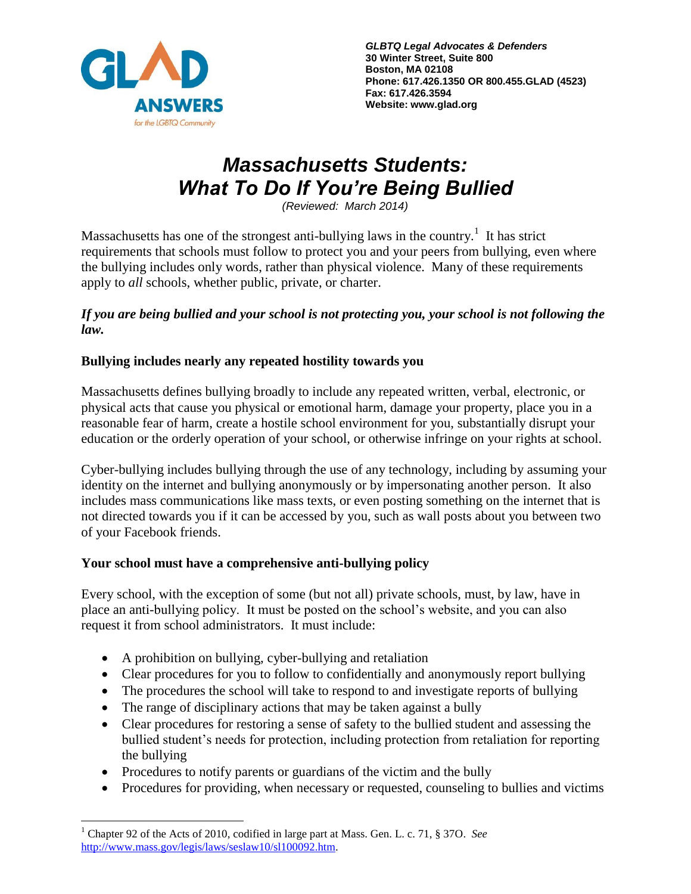GLAD ANSWERS for the LGBTQ Community

***GLBTQ Legal Advocates & Defenders***
**30 Winter Street, Suite 800**
**Boston, MA 02108**
**Phone: 617.426.1350 OR 800.455.GLAD (4523)**
**Fax: 617.426.3594**
**Website: www.glad.org**

# *Massachusetts Students: What To Do If You're Being Bullied*

*(Reviewed: March 2014)*

Massachusetts has one of the strongest anti-bullying laws in the country.[1] It has strict requirements that schools must follow to protect you and your peers from bullying, even where the bullying includes only words, rather than physical violence. Many of these requirements apply to *all* schools, whether public, private, or charter.

***If you are being bullied and your school is not protecting you, your school is not following the law.***

### Bullying includes nearly any repeated hostility towards you

Massachusetts defines bullying broadly to include any repeated written, verbal, electronic, or physical acts that cause you physical or emotional harm, damage your property, place you in a reasonable fear of harm, create a hostile school environment for you, substantially disrupt your education or the orderly operation of your school, or otherwise infringe on your rights at school.

Cyber-bullying includes bullying through the use of any technology, including by assuming your identity on the internet and bullying anonymously or by impersonating another person. It also includes mass communications like mass texts, or even posting something on the internet that is not directed towards you if it can be accessed by you, such as wall posts about you between two of your Facebook friends.

### Your school must have a comprehensive anti-bullying policy

Every school, with the exception of some (but not all) private schools, must, by law, have in place an anti-bullying policy. It must be posted on the school's website, and you can also request it from school administrators. It must include:

- A prohibition on bullying, cyber-bullying and retaliation
- Clear procedures for you to follow to confidentially and anonymously report bullying
- The procedures the school will take to respond to and investigate reports of bullying
- The range of disciplinary actions that may be taken against a bully
- Clear procedures for restoring a sense of safety to the bullied student and assessing the bullied student's needs for protection, including protection from retaliation for reporting the bullying
- Procedures to notify parents or guardians of the victim and the bully
- Procedures for providing, when necessary or requested, counseling to bullies and victims

---

[1] Chapter 92 of the Acts of 2010, codified in large part at Mass. Gen. L. c. 71, § 37O. *See* http://www.mass.gov/legis/laws/seslaw10/sl100092.htm.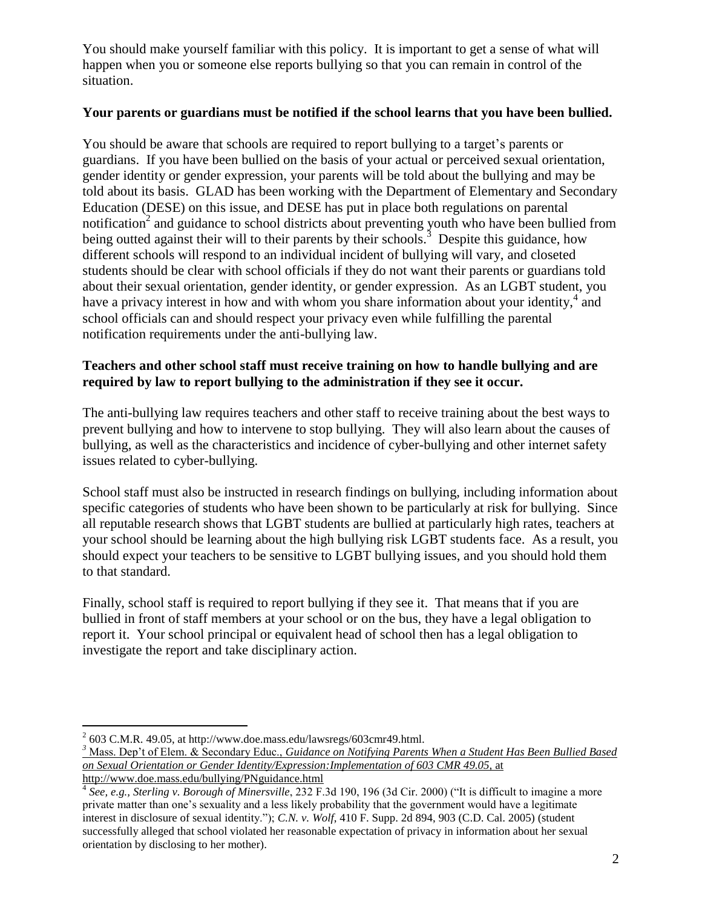You should make yourself familiar with this policy. It is important to get a sense of what will happen when you or someone else reports bullying so that you can remain in control of the situation.

**Your parents or guardians must be notified if the school learns that you have been bullied.**

You should be aware that schools are required to report bullying to a target's parents or guardians. If you have been bullied on the basis of your actual or perceived sexual orientation, gender identity or gender expression, your parents will be told about the bullying and may be told about its basis. GLAD has been working with the Department of Elementary and Secondary Education (DESE) on this issue, and DESE has put in place both regulations on parental notification[2] and guidance to school districts about preventing youth who have been bullied from being outted against their will to their parents by their schools.[3] Despite this guidance, how different schools will respond to an individual incident of bullying will vary, and closeted students should be clear with school officials if they do not want their parents or guardians told about their sexual orientation, gender identity, or gender expression. As an LGBT student, you have a privacy interest in how and with whom you share information about your identity,[4] and school officials can and should respect your privacy even while fulfilling the parental notification requirements under the anti-bullying law.

**Teachers and other school staff must receive training on how to handle bullying and are required by law to report bullying to the administration if they see it occur.**

The anti-bullying law requires teachers and other staff to receive training about the best ways to prevent bullying and how to intervene to stop bullying. They will also learn about the causes of bullying, as well as the characteristics and incidence of cyber-bullying and other internet safety issues related to cyber-bullying.

School staff must also be instructed in research findings on bullying, including information about specific categories of students who have been shown to be particularly at risk for bullying. Since all reputable research shows that LGBT students are bullied at particularly high rates, teachers at your school should be learning about the high bullying risk LGBT students face. As a result, you should expect your teachers to be sensitive to LGBT bullying issues, and you should hold them to that standard.

Finally, school staff is required to report bullying if they see it. That means that if you are bullied in front of staff members at your school or on the bus, they have a legal obligation to report it. Your school principal or equivalent head of school then has a legal obligation to investigate the report and take disciplinary action.

---

[2] 603 C.M.R. 49.05, at http://www.doe.mass.edu/lawsregs/603cmr49.html.

[3] Mass. Dep't of Elem. & Secondary Educ., *Guidance on Notifying Parents When a Student Has Been Bullied Based on Sexual Orientation or Gender Identity/Expression:Implementation of 603 CMR 49.05*, at http://www.doe.mass.edu/bullying/PNguidance.html

[4] *See, e.g., Sterling v. Borough of Minersville*, 232 F.3d 190, 196 (3d Cir. 2000) ("It is difficult to imagine a more private matter than one's sexuality and a less likely probability that the government would have a legitimate interest in disclosure of sexual identity."); *C.N. v. Wolf*, 410 F. Supp. 2d 894, 903 (C.D. Cal. 2005) (student successfully alleged that school violated her reasonable expectation of privacy in information about her sexual orientation by disclosing to her mother).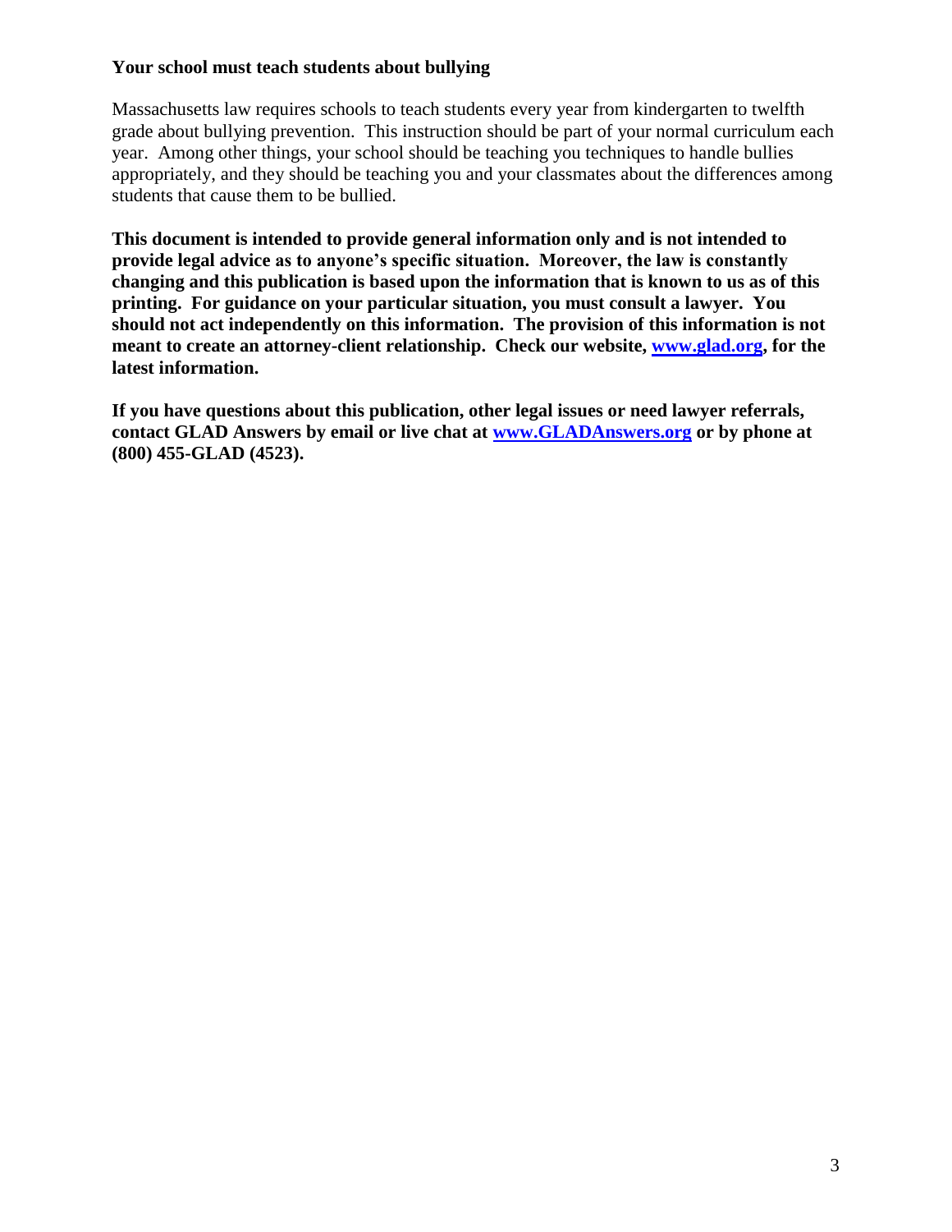### Your school must teach students about bullying

Massachusetts law requires schools to teach students every year from kindergarten to twelfth grade about bullying prevention. This instruction should be part of your normal curriculum each year. Among other things, your school should be teaching you techniques to handle bullies appropriately, and they should be teaching you and your classmates about the differences among students that cause them to be bullied.

**This document is intended to provide general information only and is not intended to provide legal advice as to anyone's specific situation. Moreover, the law is constantly changing and this publication is based upon the information that is known to us as of this printing. For guidance on your particular situation, you must consult a lawyer. You should not act independently on this information. The provision of this information is not meant to create an attorney-client relationship. Check our website, [www.glad.org](http://www.glad.org), for the latest information.**

**If you have questions about this publication, other legal issues or need lawyer referrals, contact GLAD Answers by email or live chat at [www.GLADAnswers.org](http://www.GLADAnswers.org) or by phone at (800) 455-GLAD (4523).**